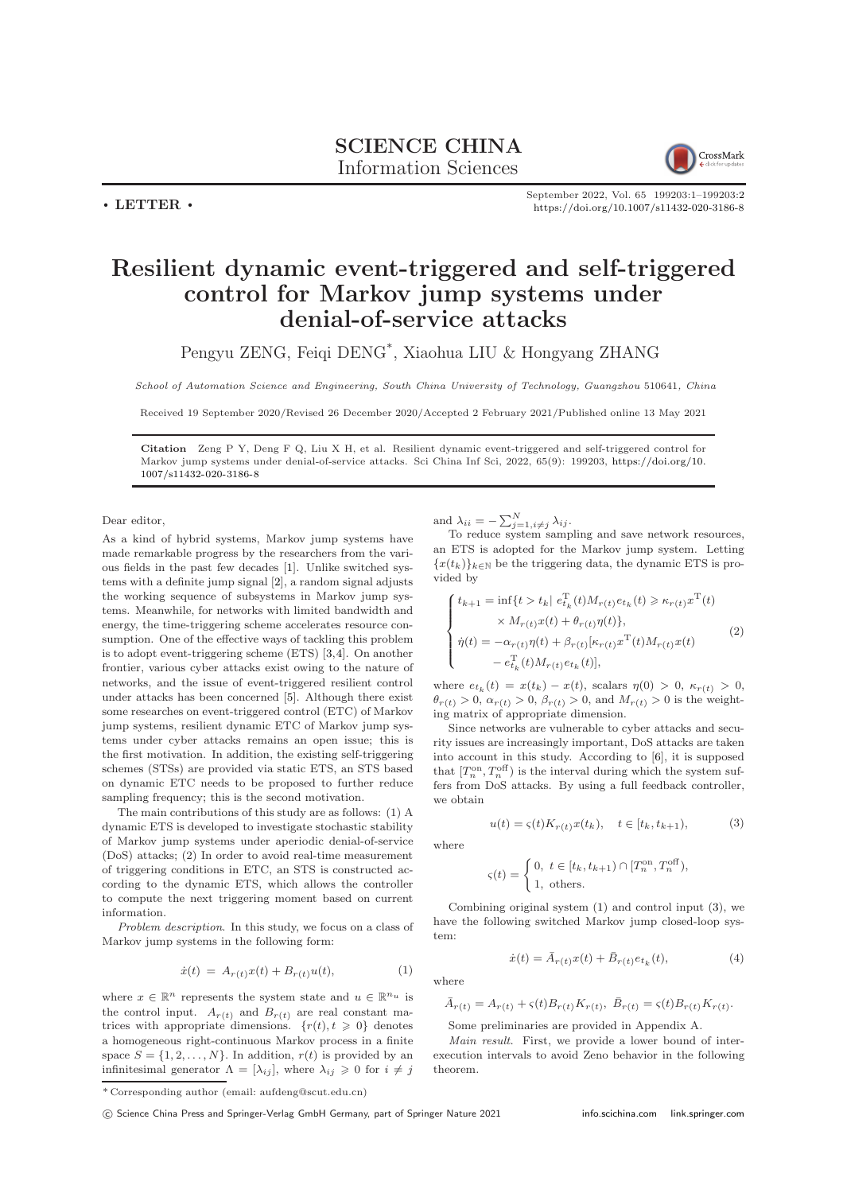# SCIENCE CHINA Information Sciences

• LETTER •

# Resilient dynamic event-triggered and self-triggered control for Markov jump systems under denial-of-service attacks

Pengyu ZENG, Feiqi DENG*, Xiaohua LIU & Hongyang ZHANG

*School of Automation Science and Engineering, South China University of Technology, Guangzhou 510641, China*

Received 19 September 2020/Revised 26 December 2020/Accepted 2 February 2021/Published online 13 May 2021

**Citation** Zeng P Y, Deng F Q, Liu X H, et al. Resilient dynamic event-triggered and self-triggered control for Markov jump systems under denial-of-service attacks. Sci China Inf Sci, 2022, 65(9): 199203, https://doi.org/10.1007/s11432-020-3186-8

Dear editor,

As a kind of hybrid systems, Markov jump systems have made remarkable progress by the researchers from the various fields in the past few decades [1]. Unlike switched systems with a definite jump signal [2], a random signal adjusts the working sequence of subsystems in Markov jump systems. Meanwhile, for networks with limited bandwidth and energy, the time-triggering scheme accelerates resource consumption. One of the effective ways of tackling this problem is to adopt event-triggering scheme (ETS) [3,4]. On another frontier, various cyber attacks exist owing to the nature of networks, and the issue of event-triggered resilient control under attacks has been concerned [5]. Although there exist some researches on event-triggered control (ETC) of Markov jump systems, resilient dynamic ETC of Markov jump systems under cyber attacks remains an open issue; this is the first motivation. In addition, the existing self-triggering schemes (STSs) are provided via static ETS, an STS based on dynamic ETC needs to be proposed to further reduce sampling frequency; this is the second motivation.

The main contributions of this study are as follows: (1) A dynamic ETS is developed to investigate stochastic stability of Markov jump systems under aperiodic denial-of-service (DoS) attacks; (2) In order to avoid real-time measurement of triggering conditions in ETC, an STS is constructed according to the dynamic ETS, which allows the controller to compute the next triggering moment based on current information.

*Problem description.* In this study, we focus on a class of Markov jump systems in the following form:

$$\dot{x}(t) = A_{r(t)}x(t) + B_{r(t)}u(t), \tag{1}$$

where $x \in \mathbb{R}^n$ represents the system state and $u \in \mathbb{R}^{n_u}$ is the control input. $A_{r(t)}$ and $B_{r(t)}$ are real constant matrices with appropriate dimensions. $\{r(t), t \geqslant 0\}$ denotes a homogeneous right-continuous Markov process in a finite space $S = \{1, 2, \ldots, N\}$. In addition, $r(t)$ is provided by an infinitesimal generator $\Lambda = [\lambda_{ij}]$, where $\lambda_{ij} \geqslant 0$ for $i \neq j$ and $\lambda_{ii} = -\sum_{j=1, i\neq j}^{N} \lambda_{ij}$.

To reduce system sampling and save network resources, an ETS is adopted for the Markov jump system. Letting $\{x(t_k)\}_{k\in\mathbb{N}}$ be the triggering data, the dynamic ETS is provided by

$$\begin{cases} t_{k+1} = \inf\{t > t_k |\ e_{t_k}^{\mathrm{T}}(t)M_{r(t)}e_{t_k}(t) \geqslant \kappa_{r(t)}x^{\mathrm{T}}(t) \\ \qquad \times M_{r(t)}x(t) + \theta_{r(t)}\eta(t)\}, \\ \dot{\eta}(t) = -\alpha_{r(t)}\eta(t) + \beta_{r(t)}[\kappa_{r(t)}x^{\mathrm{T}}(t)M_{r(t)}x(t) \\ \qquad - e_{t_k}^{\mathrm{T}}(t)M_{r(t)}e_{t_k}(t)], \end{cases} \tag{2}$$

where $e_{t_k}(t) = x(t_k) - x(t)$, scalars $\eta(0) > 0$, $\kappa_{r(t)} > 0$, $\theta_{r(t)} > 0$, $\alpha_{r(t)} > 0$, $\beta_{r(t)} > 0$, and $M_{r(t)} > 0$ is the weighting matrix of appropriate dimension.

Since networks are vulnerable to cyber attacks and security issues are increasingly important, DoS attacks are taken into account in this study. According to [6], it is supposed that $[T_n^{\mathrm{on}}, T_n^{\mathrm{off}})$ is the interval during which the system suffers from DoS attacks. By using a full feedback controller, we obtain

$$u(t) = \varsigma(t)K_{r(t)}x(t_k), \quad t \in [t_k, t_{k+1}), \tag{3}$$

where

$$\varsigma(t) = \begin{cases} 0, & t \in [t_k, t_{k+1}) \cap [T_n^{\mathrm{on}}, T_n^{\mathrm{off}}), \\ 1, & \text{others}. \end{cases}$$

Combining original system (1) and control input (3), we have the following switched Markov jump closed-loop system:

$$\dot{x}(t) = \bar{A}_{r(t)}x(t) + \bar{B}_{r(t)}e_{t_k}(t), \tag{4}$$

where

$$\bar{A}_{r(t)} = A_{r(t)} + \varsigma(t)B_{r(t)}K_{r(t)},\ \bar{B}_{r(t)} = \varsigma(t)B_{r(t)}K_{r(t)}.$$

Some preliminaries are provided in Appendix A.

*Main result.* First, we provide a lower bound of inter-execution intervals to avoid Zeno behavior in the following theorem.

*Corresponding author (email: aufdeng@scut.edu.cn)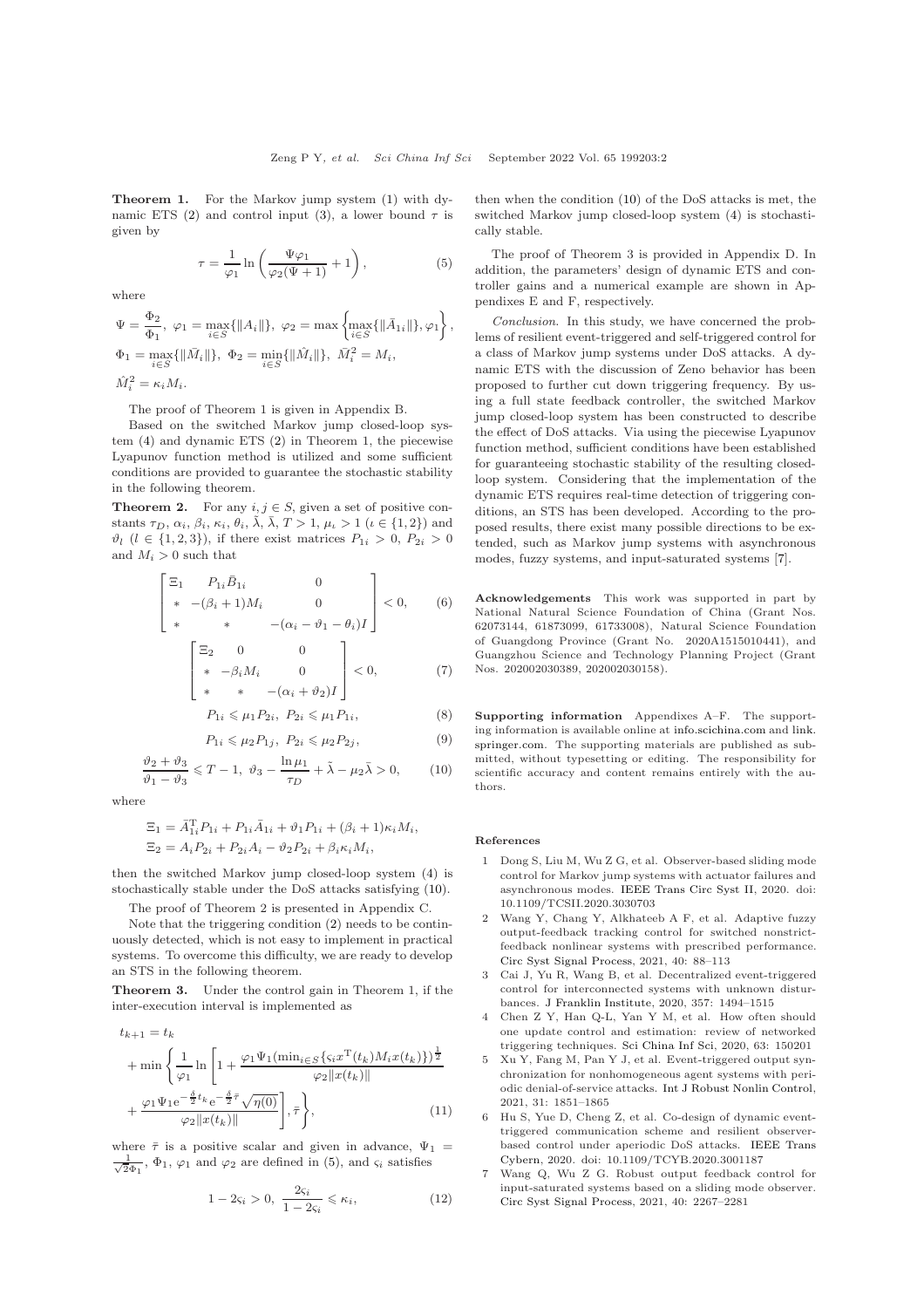**Theorem 1.** For the Markov jump system (1) with dynamic ETS (2) and control input (3), a lower bound $\tau$ is given by

$$\tau = \frac{1}{\varphi_1}\ln\left(\frac{\Psi\varphi_1}{\varphi_2(\Psi+1)}+1\right), \tag{5}$$

where

$$\Psi = \frac{\Phi_2}{\Phi_1},\ \varphi_1 = \max_{i\in S}\{\|A_i\|\},\ \varphi_2 = \max\left\{\max_{i\in S}\{\|\bar{A}_{1i}\|\}, \varphi_1\right\},$$
$$\Phi_1 = \max_{i\in S}\{\|\bar{M}_i\|\},\ \Phi_2 = \min_{i\in S}\{\|\hat{M}_i\|\},\ \bar{M}_i^2 = M_i,$$
$$\hat{M}_i^2 = \kappa_i M_i.$$

The proof of Theorem 1 is given in Appendix B.

Based on the switched Markov jump closed-loop system (4) and dynamic ETS (2) in Theorem 1, the piecewise Lyapunov function method is utilized and some sufficient conditions are provided to guarantee the stochastic stability in the following theorem.

**Theorem 2.** For any $i, j \in S$, given a set of positive constants $\tau_D$, $\alpha_i$, $\beta_i$, $\kappa_i$, $\theta_i$, $\tilde{\lambda}$, $\bar{\lambda}$, $T>1$, $\mu_\iota > 1$ ($\iota \in \{1,2\}$) and $\vartheta_l$ ($l \in \{1,2,3\}$), if there exist matrices $P_{1i} > 0$, $P_{2i} > 0$ and $M_i > 0$ such that

$$\begin{bmatrix} \Xi_1 & P_{1i}\bar{B}_{1i} & 0 \\ * & -(\beta_i+1)M_i & 0 \\ * & * & -(\alpha_i-\vartheta_1-\theta_i)I \end{bmatrix} < 0, \tag{6}$$

$$\begin{bmatrix} \Xi_2 & 0 & 0 \\ * & -\beta_i M_i & 0 \\ * & * & -(\alpha_i+\vartheta_2)I \end{bmatrix} < 0, \tag{7}$$

$$P_{1i} \leqslant \mu_1 P_{2i},\ P_{2i} \leqslant \mu_1 P_{1i}, \tag{8}$$

$$P_{1i} \leqslant \mu_2 P_{1j},\ P_{2i} \leqslant \mu_2 P_{2j}, \tag{9}$$

$$\frac{\vartheta_2+\vartheta_3}{\vartheta_1-\vartheta_3} \leqslant T-1,\ \vartheta_3 - \frac{\ln\mu_1}{\tau_D} + \tilde{\lambda} - \mu_2\bar{\lambda} > 0, \tag{10}$$

where

$$\Xi_1 = \bar{A}_{1i}^{\mathrm{T}}P_{1i} + P_{1i}\bar{A}_{1i} + \vartheta_1 P_{1i} + (\beta_i+1)\kappa_i M_i,$$
$$\Xi_2 = A_i P_{2i} + P_{2i}A_i - \vartheta_2 P_{2i} + \beta_i\kappa_i M_i,$$

then the switched Markov jump closed-loop system (4) is stochastically stable under the DoS attacks satisfying (10).

The proof of Theorem 2 is presented in Appendix C.

Note that the triggering condition (2) needs to be continuously detected, which is not easy to implement in practical systems. To overcome this difficulty, we are ready to develop an STS in the following theorem.

**Theorem 3.** Under the control gain in Theorem 1, if the inter-execution interval is implemented as

$$\begin{aligned} t_{k+1} &= t_k \\ &+ \min\left\{\frac{1}{\varphi_1}\ln\left[1 + \frac{\varphi_1\Psi_1(\min_{i\in S}\{\varsigma_i x^{\mathrm{T}}(t_k)M_i x(t_k)\})^{\frac{1}{2}}}{\varphi_2\|x(t_k)\|}\right.\right. \\ &\left.\left. + \frac{\varphi_1\Psi_1 \mathrm{e}^{-\frac{\delta}{2}t_k}\mathrm{e}^{-\frac{\delta}{2}\bar{\tau}}\sqrt{\eta(0)}}{\varphi_2\|x(t_k)\|}\right], \bar{\tau}\right\}, \end{aligned} \tag{11}$$

where $\bar{\tau}$ is a positive scalar and given in advance, $\Psi_1 = \frac{1}{\sqrt{2}\Phi_1}$, $\Phi_1$, $\varphi_1$ and $\varphi_2$ are defined in (5), and $\varsigma_i$ satisfies

$$1 - 2\varsigma_i > 0,\ \frac{2\varsigma_i}{1-2\varsigma_i} \leqslant \kappa_i, \tag{12}$$

then when the condition (10) of the DoS attacks is met, the switched Markov jump closed-loop system (4) is stochastically stable.

The proof of Theorem 3 is provided in Appendix D. In addition, the parameters' design of dynamic ETS and controller gains and a numerical example are shown in Appendixes E and F, respectively.

*Conclusion.* In this study, we have concerned the problems of resilient event-triggered and self-triggered control for a class of Markov jump systems under DoS attacks. A dynamic ETS with the discussion of Zeno behavior has been proposed to further cut down triggering frequency. By using a full state feedback controller, the switched Markov jump closed-loop system has been constructed to describe the effect of DoS attacks. Via using the piecewise Lyapunov function method, sufficient conditions have been established for guaranteeing stochastic stability of the resulting closed-loop system. Considering that the implementation of the dynamic ETS requires real-time detection of triggering conditions, an STS has been developed. According to the proposed results, there exist many possible directions to be extended, such as Markov jump systems with asynchronous modes, fuzzy systems, and input-saturated systems [7].

**Acknowledgements** This work was supported in part by National Natural Science Foundation of China (Grant Nos. 62073144, 61873099, 61733008), Natural Science Foundation of Guangdong Province (Grant No. 2020A1515010441), and Guangzhou Science and Technology Planning Project (Grant Nos. 202002030389, 202002030158).

**Supporting information** Appendixes A–F. The supporting information is available online at info.scichina.com and link.springer.com. The supporting materials are published as submitted, without typesetting or editing. The responsibility for scientific accuracy and content remains entirely with the authors.

#### References

1. Dong S, Liu M, Wu Z G, et al. Observer-based sliding mode control for Markov jump systems with actuator failures and asynchronous modes. IEEE Trans Circ Syst II, 2020. doi: 10.1109/TCSII.2020.3030703
2. Wang Y, Chang Y, Alkhateeb A F, et al. Adaptive fuzzy output-feedback tracking control for switched nonstrict-feedback nonlinear systems with prescribed performance. Circ Syst Signal Process, 2021, 40: 88–113
3. Cai J, Yu R, Wang B, et al. Decentralized event-triggered control for interconnected systems with unknown disturbances. J Franklin Institute, 2020, 357: 1494–1515
4. Chen Z Y, Han Q-L, Yan Y M, et al. How often should one update control and estimation: review of networked triggering techniques. Sci China Inf Sci, 2020, 63: 150201
5. Xu Y, Fang M, Pan Y J, et al. Event-triggered output synchronization for nonhomogeneous agent systems with periodic denial-of-service attacks. Int J Robust Nonlin Control, 2021, 31: 1851–1865
6. Hu S, Yue D, Cheng Z, et al. Co-design of dynamic event-triggered communication scheme and resilient observer-based control under aperiodic DoS attacks. IEEE Trans Cybern, 2020. doi: 10.1109/TCYB.2020.3001187
7. Wang Q, Wu Z G. Robust output feedback control for input-saturated systems based on a sliding mode observer. Circ Syst Signal Process, 2021, 40: 2267–2281